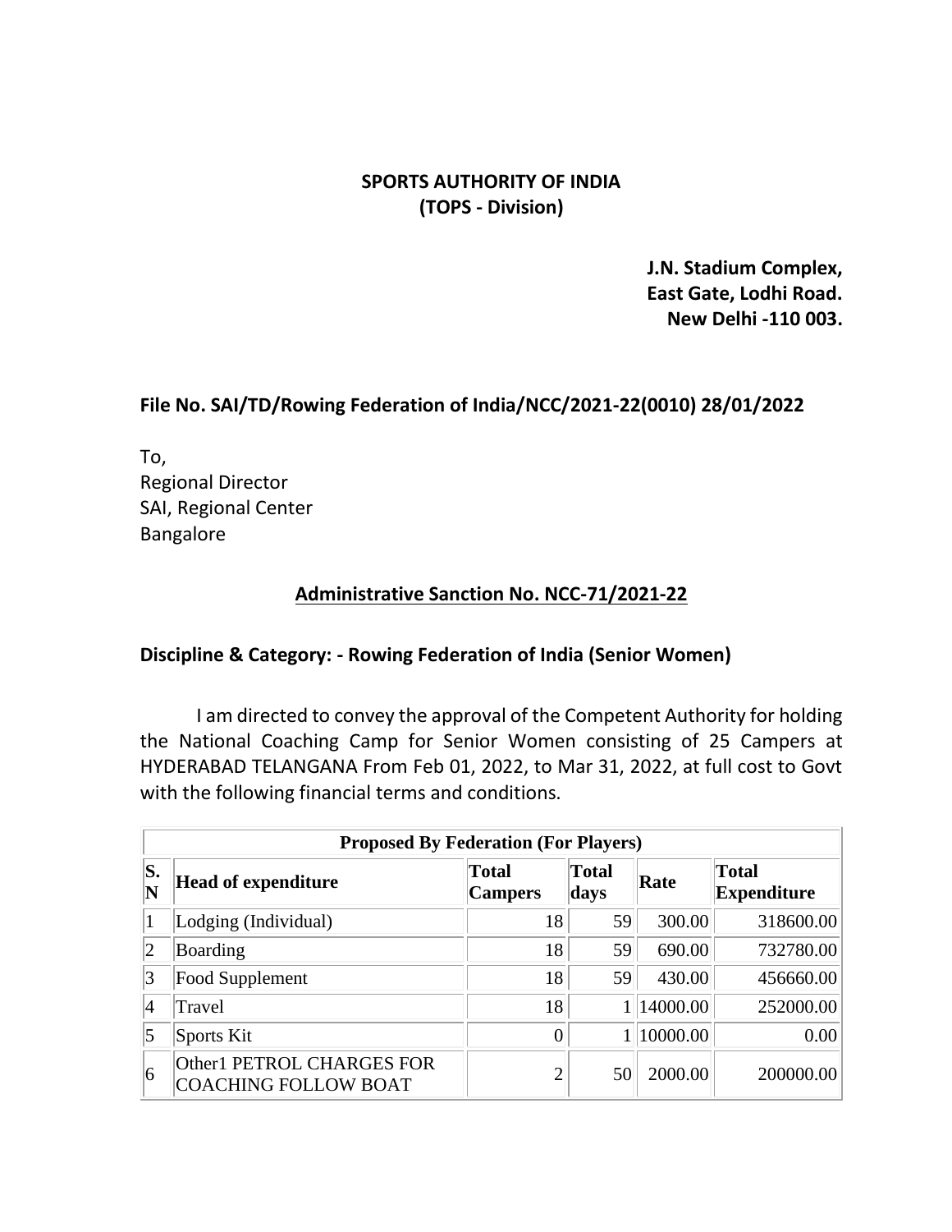**SPORTS AUTHORITY OF INDIA**
**(TOPS - Division)**

**J.N. Stadium Complex,**
**East Gate, Lodhi Road.**
**New Delhi -110 003.**

**File No. SAI/TD/Rowing Federation of India/NCC/2021-22(0010) 28/01/2022**

To,
Regional Director
SAI, Regional Center
Bangalore

**<u>Administrative Sanction No. NCC-71/2021-22</u>**

**Discipline & Category: - Rowing Federation of India (Senior Women)**

I am directed to convey the approval of the Competent Authority for holding the National Coaching Camp for Senior Women consisting of 25 Campers at HYDERABAD TELANGANA From Feb 01, 2022, to Mar 31, 2022, at full cost to Govt with the following financial terms and conditions.

| **Proposed By Federation (For Players)** | | | | | |
|---|---|---|---|---|---|
| **S. N** | **Head of expenditure** | **Total Campers** | **Total days** | **Rate** | **Total Expenditure** |
| 1 | Lodging (Individual) | 18 | 59 | 300.00 | 318600.00 |
| 2 | Boarding | 18 | 59 | 690.00 | 732780.00 |
| 3 | Food Supplement | 18 | 59 | 430.00 | 456660.00 |
| 4 | Travel | 18 | 1 | 14000.00 | 252000.00 |
| 5 | Sports Kit | 0 | 1 | 10000.00 | 0.00 |
| 6 | Other1 PETROL CHARGES FOR COACHING FOLLOW BOAT | 2 | 50 | 2000.00 | 200000.00 |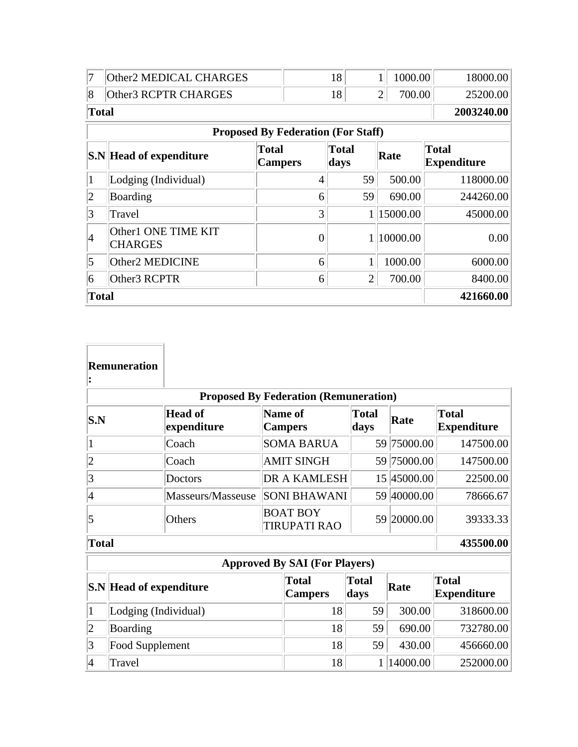| 7 | Other2 MEDICAL CHARGES | 18 | 1 | 1000.00 | 18000.00 |
|---|---|---|---|---|---|
| 8 | Other3 RCPTR CHARGES | 18 | 2 | 700.00 | 25200.00 |
| **Total** | | | | | **2003240.00** |

| **Proposed By Federation (For Staff)** | | | | | |
|---|---|---|---|---|---|
| **S.N** | **Head of expenditure** | **Total Campers** | **Total days** | **Rate** | **Total Expenditure** |
| 1 | Lodging (Individual) | 4 | 59 | 500.00 | 118000.00 |
| 2 | Boarding | 6 | 59 | 690.00 | 244260.00 |
| 3 | Travel | 3 | 1 | 15000.00 | 45000.00 |
| 4 | Other1 ONE TIME KIT CHARGES | 0 | 1 | 10000.00 | 0.00 |
| 5 | Other2 MEDICINE | 6 | 1 | 1000.00 | 6000.00 |
| 6 | Other3 RCPTR | 6 | 2 | 700.00 | 8400.00 |
| **Total** | | | | | **421660.00** |

**Remuneration :**

| **Proposed By Federation (Remuneration)** | | | | | |
|---|---|---|---|---|---|
| **S.N** | **Head of expenditure** | **Name of Campers** | **Total days** | **Rate** | **Total Expenditure** |
| 1 | Coach | SOMA BARUA | 59 | 75000.00 | 147500.00 |
| 2 | Coach | AMIT SINGH | 59 | 75000.00 | 147500.00 |
| 3 | Doctors | DR A KAMLESH | 15 | 45000.00 | 22500.00 |
| 4 | Masseurs/Masseuse | SONI BHAWANI | 59 | 40000.00 | 78666.67 |
| 5 | Others | BOAT BOY TIRUPATI RAO | 59 | 20000.00 | 39333.33 |
| **Total** | | | | | **435500.00** |

| **Approved By SAI (For Players)** | | | | | |
|---|---|---|---|---|---|
| **S.N** | **Head of expenditure** | **Total Campers** | **Total days** | **Rate** | **Total Expenditure** |
| 1 | Lodging (Individual) | 18 | 59 | 300.00 | 318600.00 |
| 2 | Boarding | 18 | 59 | 690.00 | 732780.00 |
| 3 | Food Supplement | 18 | 59 | 430.00 | 456660.00 |
| 4 | Travel | 18 | 1 | 14000.00 | 252000.00 |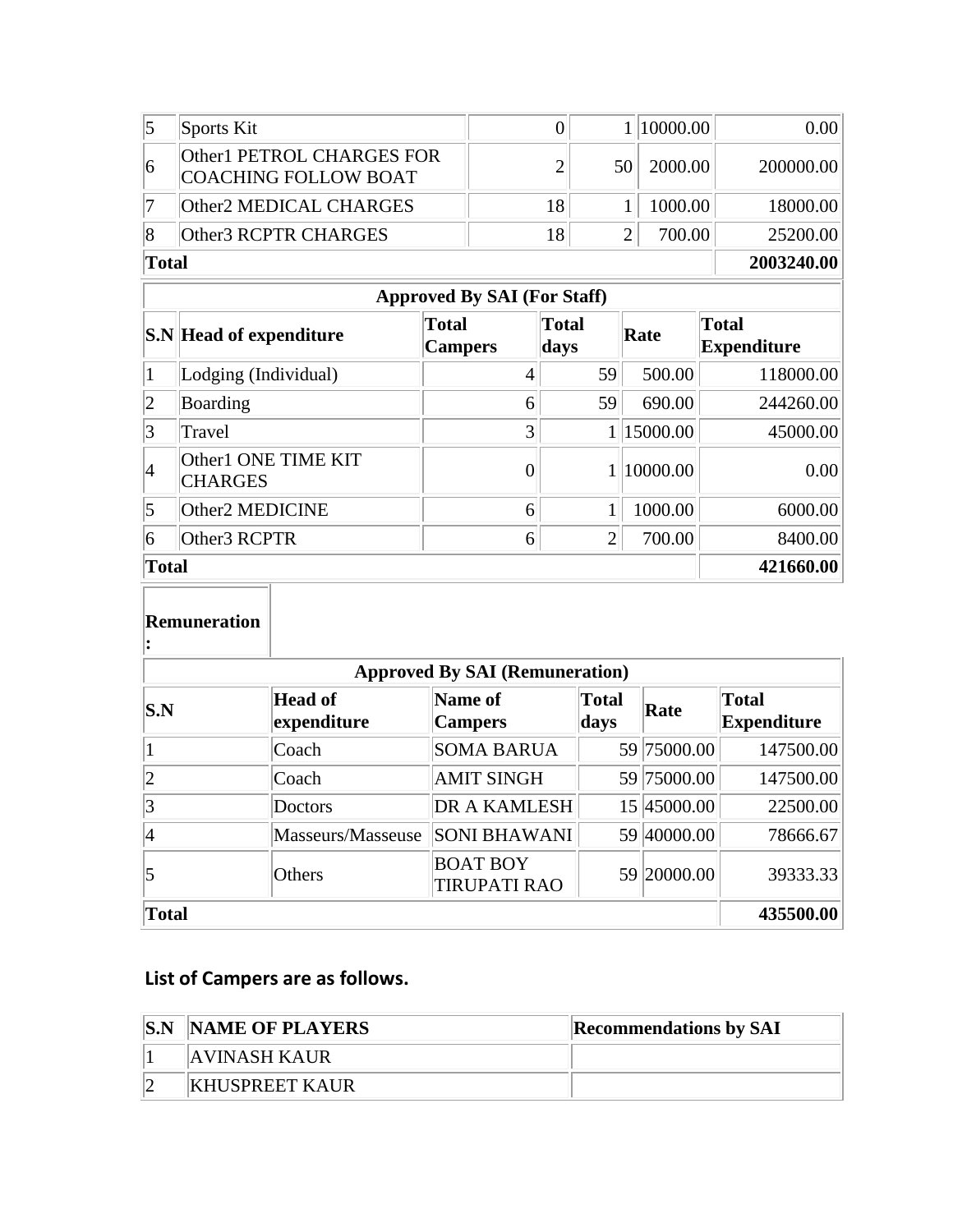| | | | | | |
|---|---|---|---|---|---|
| 5 | Sports Kit | 0 | 1 | 10000.00 | 0.00 |
| 6 | Other1 PETROL CHARGES FOR COACHING FOLLOW BOAT | 2 | 50 | 2000.00 | 200000.00 |
| 7 | Other2 MEDICAL CHARGES | 18 | 1 | 1000.00 | 18000.00 |
| 8 | Other3 RCPTR CHARGES | 18 | 2 | 700.00 | 25200.00 |
| **Total** | | | | | **2003240.00** |

| **Approved By SAI (For Staff)** | | | | | |
|---|---|---|---|---|---|
| **S.N** | **Head of expenditure** | **Total Campers** | **Total days** | **Rate** | **Total Expenditure** |
| 1 | Lodging (Individual) | 4 | 59 | 500.00 | 118000.00 |
| 2 | Boarding | 6 | 59 | 690.00 | 244260.00 |
| 3 | Travel | 3 | 1 | 15000.00 | 45000.00 |
| 4 | Other1 ONE TIME KIT CHARGES | 0 | 1 | 10000.00 | 0.00 |
| 5 | Other2 MEDICINE | 6 | 1 | 1000.00 | 6000.00 |
| 6 | Other3 RCPTR | 6 | 2 | 700.00 | 8400.00 |
| **Total** | | | | | **421660.00** |

**Remuneration :**

| **Approved By SAI (Remuneration)** | | | | | |
|---|---|---|---|---|---|
| **S.N** | **Head of expenditure** | **Name of Campers** | **Total days** | **Rate** | **Total Expenditure** |
| 1 | Coach | SOMA BARUA | 59 | 75000.00 | 147500.00 |
| 2 | Coach | AMIT SINGH | 59 | 75000.00 | 147500.00 |
| 3 | Doctors | DR A KAMLESH | 15 | 45000.00 | 22500.00 |
| 4 | Masseurs/Masseuse | SONI BHAWANI | 59 | 40000.00 | 78666.67 |
| 5 | Others | BOAT BOY TIRUPATI RAO | 59 | 20000.00 | 39333.33 |
| **Total** | | | | | **435500.00** |

## List of Campers are as follows.

| **S.N** | **NAME OF PLAYERS** | **Recommendations by SAI** |
|---|---|---|
| 1 | AVINASH KAUR | |
| 2 | KHUSPREET KAUR | |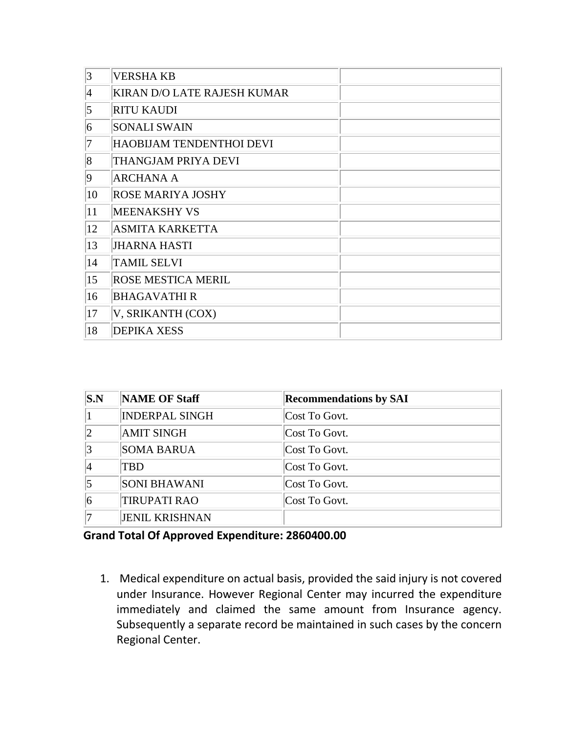| | | |
|---|---|---|
| 3 | VERSHA KB | |
| 4 | KIRAN D/O LATE RAJESH KUMAR | |
| 5 | RITU KAUDI | |
| 6 | SONALI SWAIN | |
| 7 | HAOBIJAM TENDENTHOI DEVI | |
| 8 | THANGJAM PRIYA DEVI | |
| 9 | ARCHANA A | |
| 10 | ROSE MARIYA JOSHY | |
| 11 | MEENAKSHY VS | |
| 12 | ASMITA KARKETTA | |
| 13 | JHARNA HASTI | |
| 14 | TAMIL SELVI | |
| 15 | ROSE MESTICA MERIL | |
| 16 | BHAGAVATHI R | |
| 17 | V, SRIKANTH (COX) | |
| 18 | DEPIKA XESS | |

| S.N | NAME OF Staff | Recommendations by SAI |
|---|---|---|
| 1 | INDERPAL SINGH | Cost To Govt. |
| 2 | AMIT SINGH | Cost To Govt. |
| 3 | SOMA BARUA | Cost To Govt. |
| 4 | TBD | Cost To Govt. |
| 5 | SONI BHAWANI | Cost To Govt. |
| 6 | TIRUPATI RAO | Cost To Govt. |
| 7 | JENIL KRISHNAN | |

**Grand Total Of Approved Expenditure: 2860400.00**

1. Medical expenditure on actual basis, provided the said injury is not covered under Insurance. However Regional Center may incurred the expenditure immediately and claimed the same amount from Insurance agency. Subsequently a separate record be maintained in such cases by the concern Regional Center.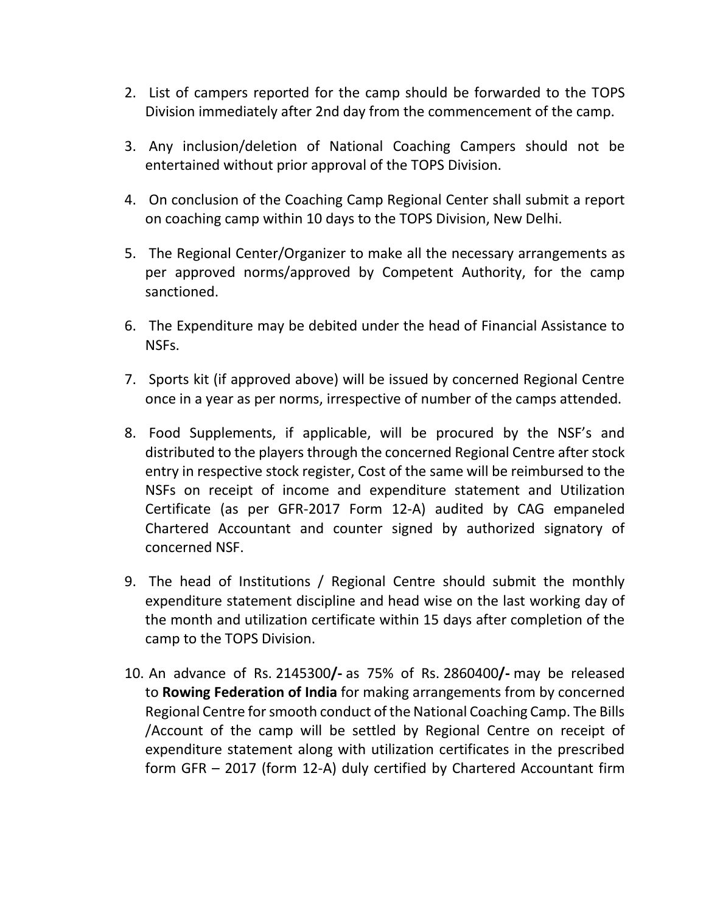2. List of campers reported for the camp should be forwarded to the TOPS Division immediately after 2nd day from the commencement of the camp.

3. Any inclusion/deletion of National Coaching Campers should not be entertained without prior approval of the TOPS Division.

4. On conclusion of the Coaching Camp Regional Center shall submit a report on coaching camp within 10 days to the TOPS Division, New Delhi.

5. The Regional Center/Organizer to make all the necessary arrangements as per approved norms/approved by Competent Authority, for the camp sanctioned.

6. The Expenditure may be debited under the head of Financial Assistance to NSFs.

7. Sports kit (if approved above) will be issued by concerned Regional Centre once in a year as per norms, irrespective of number of the camps attended.

8. Food Supplements, if applicable, will be procured by the NSF's and distributed to the players through the concerned Regional Centre after stock entry in respective stock register, Cost of the same will be reimbursed to the NSFs on receipt of income and expenditure statement and Utilization Certificate (as per GFR-2017 Form 12-A) audited by CAG empaneled Chartered Accountant and counter signed by authorized signatory of concerned NSF.

9. The head of Institutions / Regional Centre should submit the monthly expenditure statement discipline and head wise on the last working day of the month and utilization certificate within 15 days after completion of the camp to the TOPS Division.

10. An advance of Rs. 2145300**/-** as 75% of Rs. 2860400**/-** may be released to **Rowing Federation of India** for making arrangements from by concerned Regional Centre for smooth conduct of the National Coaching Camp. The Bills /Account of the camp will be settled by Regional Centre on receipt of expenditure statement along with utilization certificates in the prescribed form GFR – 2017 (form 12-A) duly certified by Chartered Accountant firm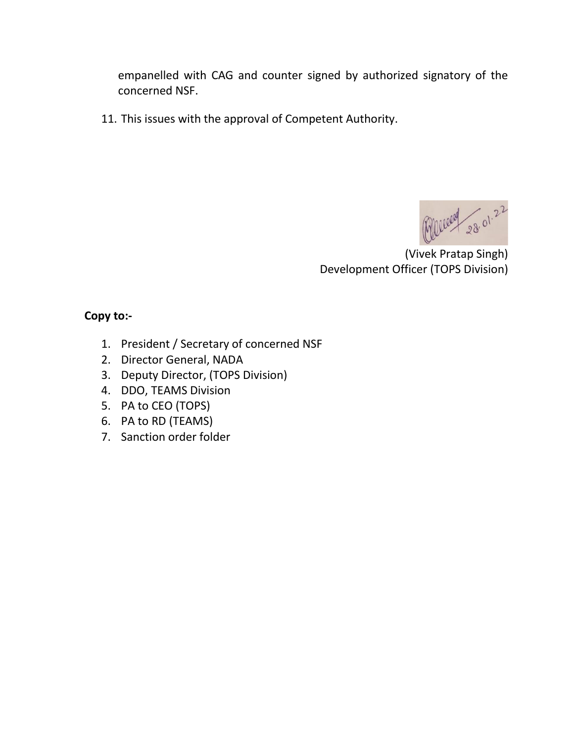empanelled with CAG and counter signed by authorized signatory of the concerned NSF.

11. This issues with the approval of Competent Authority.

28.01.22

(Vivek Pratap Singh)
Development Officer (TOPS Division)

**Copy to:-**

1. President / Secretary of concerned NSF
2. Director General, NADA
3. Deputy Director, (TOPS Division)
4. DDO, TEAMS Division
5. PA to CEO (TOPS)
6. PA to RD (TEAMS)
7. Sanction order folder